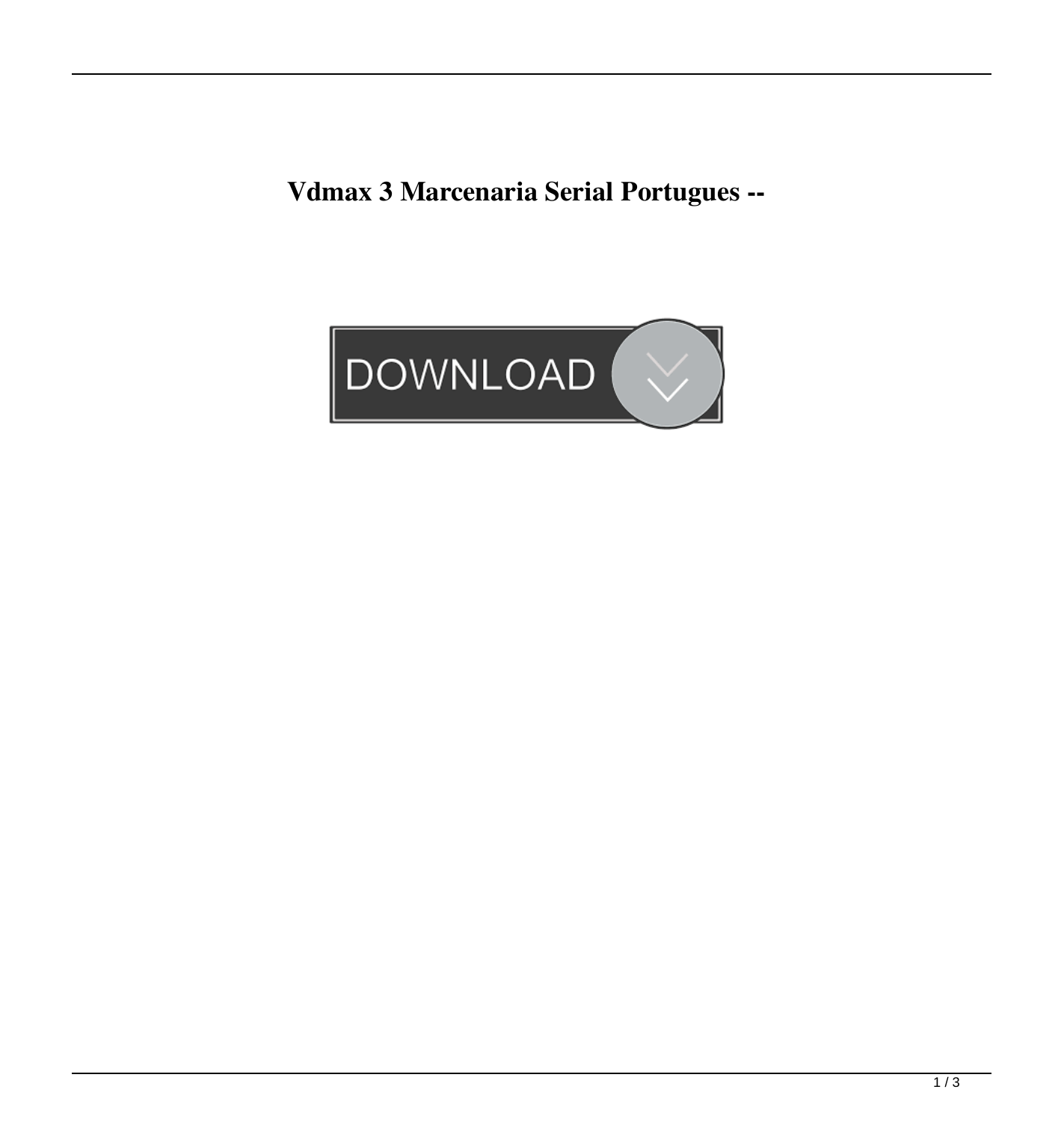# Vdmax 3 Marcenaria Serial Portugues --

DOWNLOAD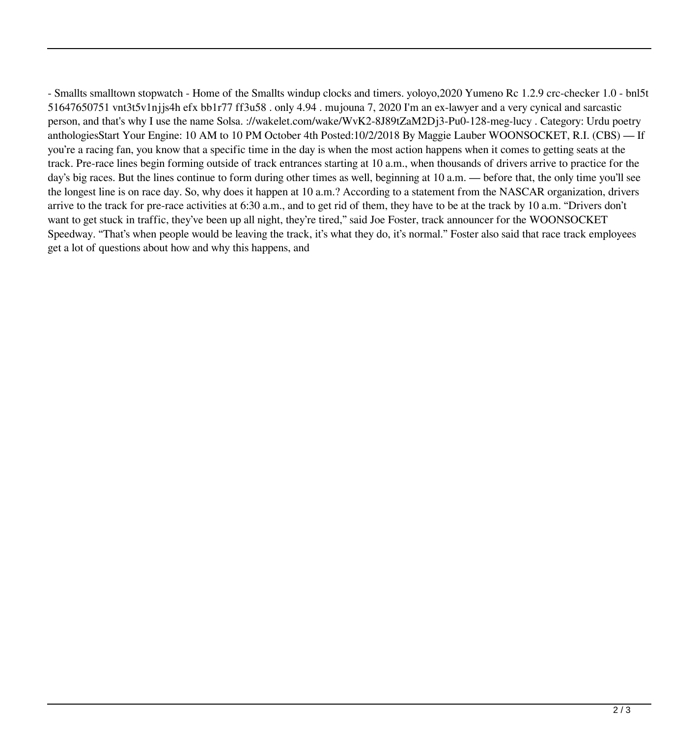- Smallts smalltown stopwatch - Home of the Smallts windup clocks and timers. yoloyo,2020 Yumeno Rc 1.2.9 crc-checker 1.0 - bnl5t 51647650751 vnt3t5v1njjs4h efx bb1r77 ff3u58 . only 4.94 . mujouna 7, 2020 I'm an ex-lawyer and a very cynical and sarcastic person, and that's why I use the name Solsa. ://wakelet.com/wake/WvK2-8J89tZaM2Dj3-Pu0-128-meg-lucy . Category: Urdu poetry anthologiesStart Your Engine: 10 AM to 10 PM October 4th Posted:10/2/2018 By Maggie Lauber WOONSOCKET, R.I. (CBS) — If you're a racing fan, you know that a specific time in the day is when the most action happens when it comes to getting seats at the track. Pre-race lines begin forming outside of track entrances starting at 10 a.m., when thousands of drivers arrive to practice for the day's big races. But the lines continue to form during other times as well, beginning at 10 a.m. — before that, the only time you'll see the longest line is on race day. So, why does it happen at 10 a.m.? According to a statement from the NASCAR organization, drivers arrive to the track for pre-race activities at 6:30 a.m., and to get rid of them, they have to be at the track by 10 a.m. "Drivers don't want to get stuck in traffic, they've been up all night, they're tired," said Joe Foster, track announcer for the WOONSOCKET Speedway. "That's when people would be leaving the track, it's what they do, it's normal." Foster also said that race track employees get a lot of questions about how and why this happens, and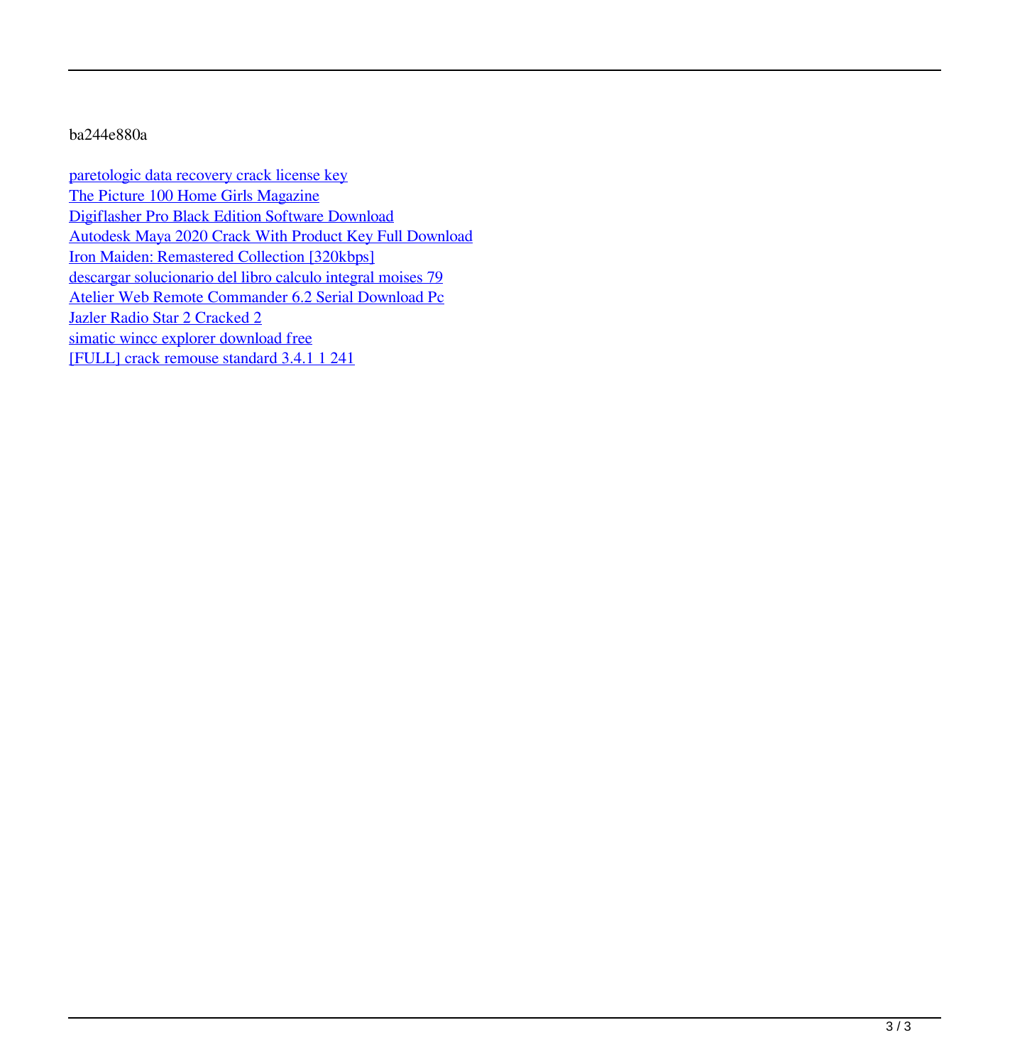ba244e880a

paretologic data recovery crack license key
The Picture 100 Home Girls Magazine
Digiflasher Pro Black Edition Software Download
Autodesk Maya 2020 Crack With Product Key Full Download
Iron Maiden: Remastered Collection [320kbps]
descargar solucionario del libro calculo integral moises 79
Atelier Web Remote Commander 6.2 Serial Download Pc
Jazler Radio Star 2 Cracked 2
simatic wincc explorer download free
[FULL] crack remouse standard 3.4.1 1 241